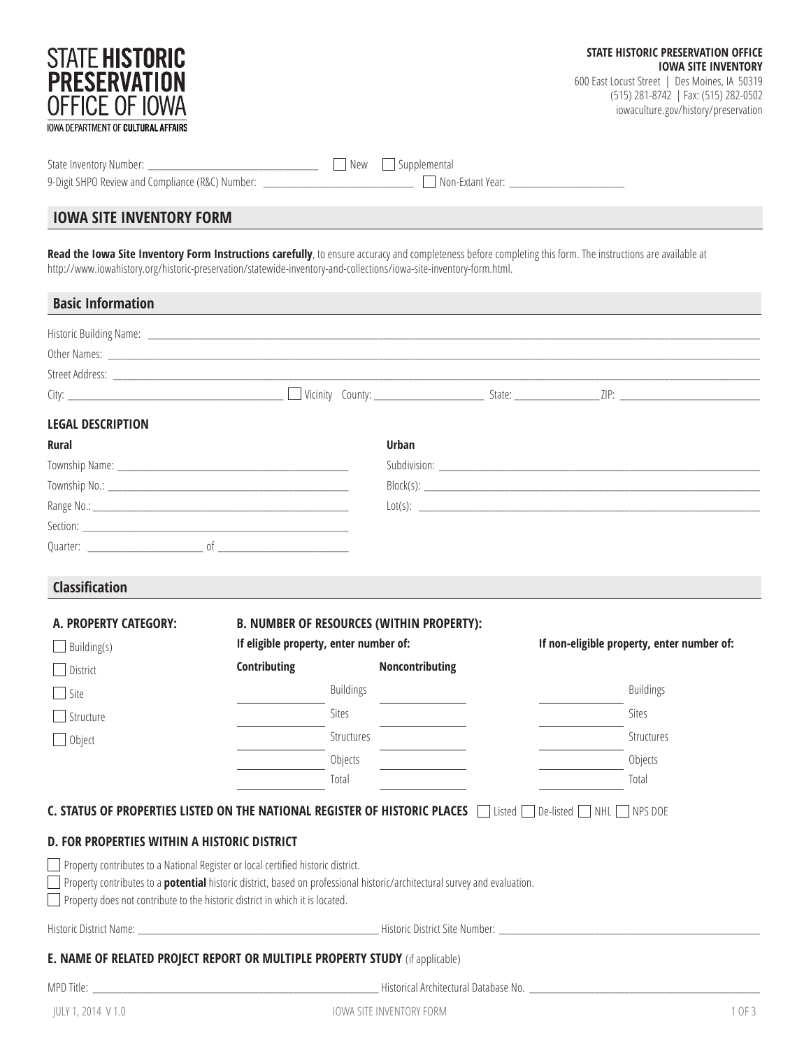STATE **HISTORIC PRESERVATION** OFFICE OF IOWA

IOWA DEPARTMENT OF **CULTURAL AFFAIRS**

**STATE HISTORIC PRESERVATION OFFICE**
**IOWA SITE INVENTORY**
600 East Locust Street | Des Moines, IA 50319
(515) 281-8742 | Fax: (515) 282-0502
iowaculture.gov/history/preservation

State Inventory Number: ______________________ ☐ New ☐ Supplemental

9-Digit SHPO Review and Compliance (R&C) Number: ______________________ ☐ Non-Extant Year: ______________

## IOWA SITE INVENTORY FORM

**Read the Iowa Site Inventory Form Instructions carefully**, to ensure accuracy and completeness before completing this form. The instructions are available at http://www.iowahistory.org/historic-preservation/statewide-inventory-and-collections/iowa-site-inventory-form.html.

### Basic Information

Historic Building Name: ______________________

Other Names: ______________________

Street Address: ______________________

City: ______________________ ☐ Vicinity County: ______________ State: ______________ ZIP: ______________

#### LEGAL DESCRIPTION

**Rural**

Township Name: ______________________

Township No.: ______________________

Range No.: ______________________

Section: ______________________

Quarter: ______________ of ______________

**Urban**

Subdivision: ______________________

Block(s): ______________________

Lot(s): ______________________

### Classification

**A. PROPERTY CATEGORY:**

☐ Building(s)

☐ District

☐ Site

☐ Structure

☐ Object

**B. NUMBER OF RESOURCES (WITHIN PROPERTY):**

| If eligible property, enter number of: | | | If non-eligible property, enter number of: | |
|---|---|---|---|---|
| **Contributing** | | **Noncontributing** | | |
| ______ | Buildings | ______ | ______ | Buildings |
| ______ | Sites | ______ | ______ | Sites |
| ______ | Structures | ______ | ______ | Structures |
| ______ | Objects | ______ | ______ | Objects |
| ______ | Total | ______ | ______ | Total |

**C. STATUS OF PROPERTIES LISTED ON THE NATIONAL REGISTER OF HISTORIC PLACES** ☐ Listed ☐ De-listed ☐ NHL ☐ NPS DOE

**D. FOR PROPERTIES WITHIN A HISTORIC DISTRICT**

☐ Property contributes to a National Register or local certified historic district.

☐ Property contributes to a **potential** historic district, based on professional historic/architectural survey and evaluation.

☐ Property does not contribute to the historic district in which it is located.

Historic District Name: ______________________ Historic District Site Number: ______________________

**E. NAME OF RELATED PROJECT REPORT OR MULTIPLE PROPERTY STUDY** (if applicable)

MPD Title: ______________________ Historical Architectural Database No. ______________________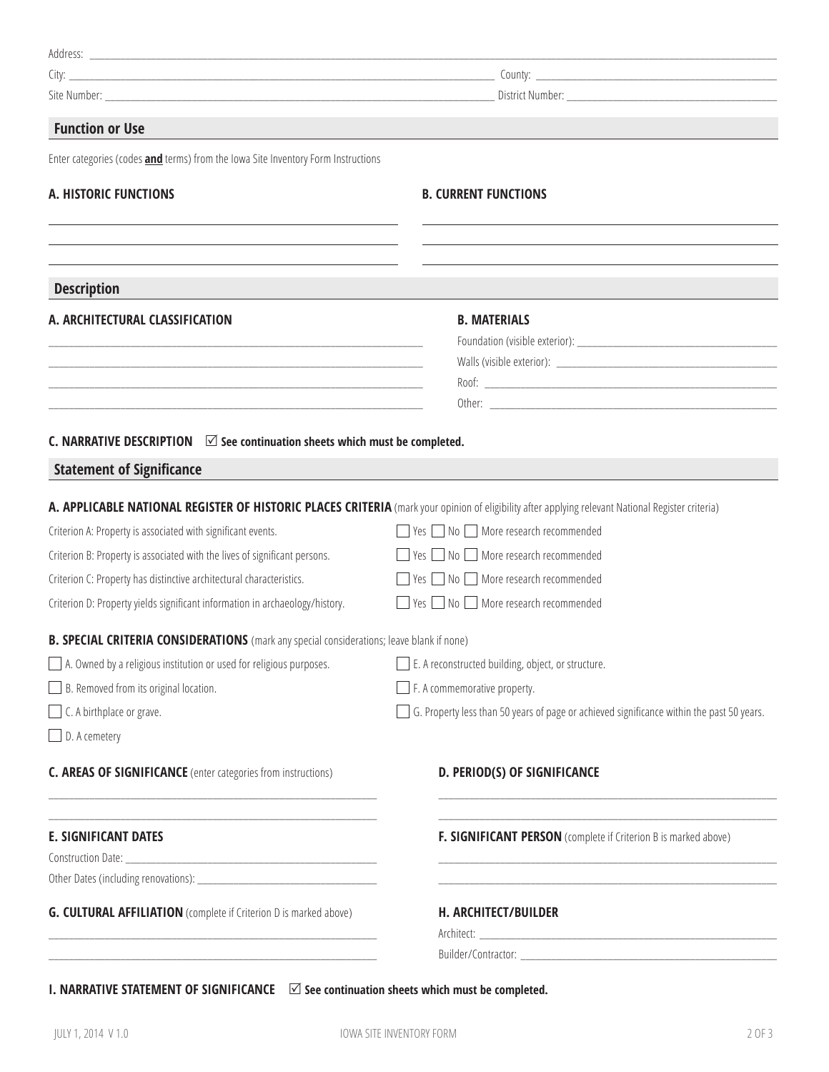Address: \_\_\_\_\_\_\_\_\_\_\_\_\_\_\_\_\_\_\_\_\_\_\_\_\_\_\_\_\_\_\_\_\_\_\_\_\_\_\_\_

City: \_\_\_\_\_\_\_\_\_\_\_\_\_\_\_\_\_\_\_\_\_\_\_\_ County: \_\_\_\_\_\_\_\_\_\_\_\_\_\_\_\_\_\_\_\_\_\_\_\_

Site Number: \_\_\_\_\_\_\_\_\_\_\_\_\_\_\_\_\_\_\_\_\_\_\_\_ District Number: \_\_\_\_\_\_\_\_\_\_\_\_\_\_\_\_\_\_\_\_\_\_\_\_

## Function or Use

Enter categories (codes **and** terms) from the Iowa Site Inventory Form Instructions

**A. HISTORIC FUNCTIONS**

\_\_\_\_\_\_\_\_\_\_\_\_\_\_\_\_\_\_\_\_\_\_\_\_

\_\_\_\_\_\_\_\_\_\_\_\_\_\_\_\_\_\_\_\_\_\_\_\_

\_\_\_\_\_\_\_\_\_\_\_\_\_\_\_\_\_\_\_\_\_\_\_\_

**B. CURRENT FUNCTIONS**

\_\_\_\_\_\_\_\_\_\_\_\_\_\_\_\_\_\_\_\_\_\_\_\_

\_\_\_\_\_\_\_\_\_\_\_\_\_\_\_\_\_\_\_\_\_\_\_\_

\_\_\_\_\_\_\_\_\_\_\_\_\_\_\_\_\_\_\_\_\_\_\_\_

## Description

**A. ARCHITECTURAL CLASSIFICATION**

\_\_\_\_\_\_\_\_\_\_\_\_\_\_\_\_\_\_\_\_\_\_\_\_

\_\_\_\_\_\_\_\_\_\_\_\_\_\_\_\_\_\_\_\_\_\_\_\_

\_\_\_\_\_\_\_\_\_\_\_\_\_\_\_\_\_\_\_\_\_\_\_\_

\_\_\_\_\_\_\_\_\_\_\_\_\_\_\_\_\_\_\_\_\_\_\_\_

**B. MATERIALS**

Foundation (visible exterior): \_\_\_\_\_\_\_\_\_\_\_\_\_\_\_\_\_\_\_\_\_\_\_\_

Walls (visible exterior): \_\_\_\_\_\_\_\_\_\_\_\_\_\_\_\_\_\_\_\_\_\_\_\_

Roof: \_\_\_\_\_\_\_\_\_\_\_\_\_\_\_\_\_\_\_\_\_\_\_\_

Other: \_\_\_\_\_\_\_\_\_\_\_\_\_\_\_\_\_\_\_\_\_\_\_\_

**C. NARRATIVE DESCRIPTION** ☑ **See continuation sheets which must be completed.**

## Statement of Significance

**A. APPLICABLE NATIONAL REGISTER OF HISTORIC PLACES CRITERIA** (mark your opinion of eligibility after applying relevant National Register criteria)

| Criterion | Opinion |
|---|---|
| Criterion A: Property is associated with significant events. | ☐ Yes ☐ No ☐ More research recommended |
| Criterion B: Property is associated with the lives of significant persons. | ☐ Yes ☐ No ☐ More research recommended |
| Criterion C: Property has distinctive architectural characteristics. | ☐ Yes ☐ No ☐ More research recommended |
| Criterion D: Property yields significant information in archaeology/history. | ☐ Yes ☐ No ☐ More research recommended |

**B. SPECIAL CRITERIA CONSIDERATIONS** (mark any special considerations; leave blank if none)

- ☐ A. Owned by a religious institution or used for religious purposes.
- ☐ B. Removed from its original location.
- ☐ C. A birthplace or grave.
- ☐ D. A cemetery
- ☐ E. A reconstructed building, object, or structure.
- ☐ F. A commemorative property.
- ☐ G. Property less than 50 years of page or achieved significance within the past 50 years.

**C. AREAS OF SIGNIFICANCE** (enter categories from instructions)

\_\_\_\_\_\_\_\_\_\_\_\_\_\_\_\_\_\_\_\_\_\_\_\_

\_\_\_\_\_\_\_\_\_\_\_\_\_\_\_\_\_\_\_\_\_\_\_\_

**D. PERIOD(S) OF SIGNIFICANCE**

\_\_\_\_\_\_\_\_\_\_\_\_\_\_\_\_\_\_\_\_\_\_\_\_

\_\_\_\_\_\_\_\_\_\_\_\_\_\_\_\_\_\_\_\_\_\_\_\_

**E. SIGNIFICANT DATES**

Construction Date: \_\_\_\_\_\_\_\_\_\_\_\_\_\_\_\_\_\_\_\_\_\_\_\_

Other Dates (including renovations): \_\_\_\_\_\_\_\_\_\_\_\_\_\_\_\_\_\_\_\_\_\_\_\_

**F. SIGNIFICANT PERSON** (complete if Criterion B is marked above)

\_\_\_\_\_\_\_\_\_\_\_\_\_\_\_\_\_\_\_\_\_\_\_\_

\_\_\_\_\_\_\_\_\_\_\_\_\_\_\_\_\_\_\_\_\_\_\_\_

**G. CULTURAL AFFILIATION** (complete if Criterion D is marked above)

\_\_\_\_\_\_\_\_\_\_\_\_\_\_\_\_\_\_\_\_\_\_\_\_

\_\_\_\_\_\_\_\_\_\_\_\_\_\_\_\_\_\_\_\_\_\_\_\_

**H. ARCHITECT/BUILDER**

Architect: \_\_\_\_\_\_\_\_\_\_\_\_\_\_\_\_\_\_\_\_\_\_\_\_

Builder/Contractor: \_\_\_\_\_\_\_\_\_\_\_\_\_\_\_\_\_\_\_\_\_\_\_\_

**I. NARRATIVE STATEMENT OF SIGNIFICANCE** ☑ **See continuation sheets which must be completed.**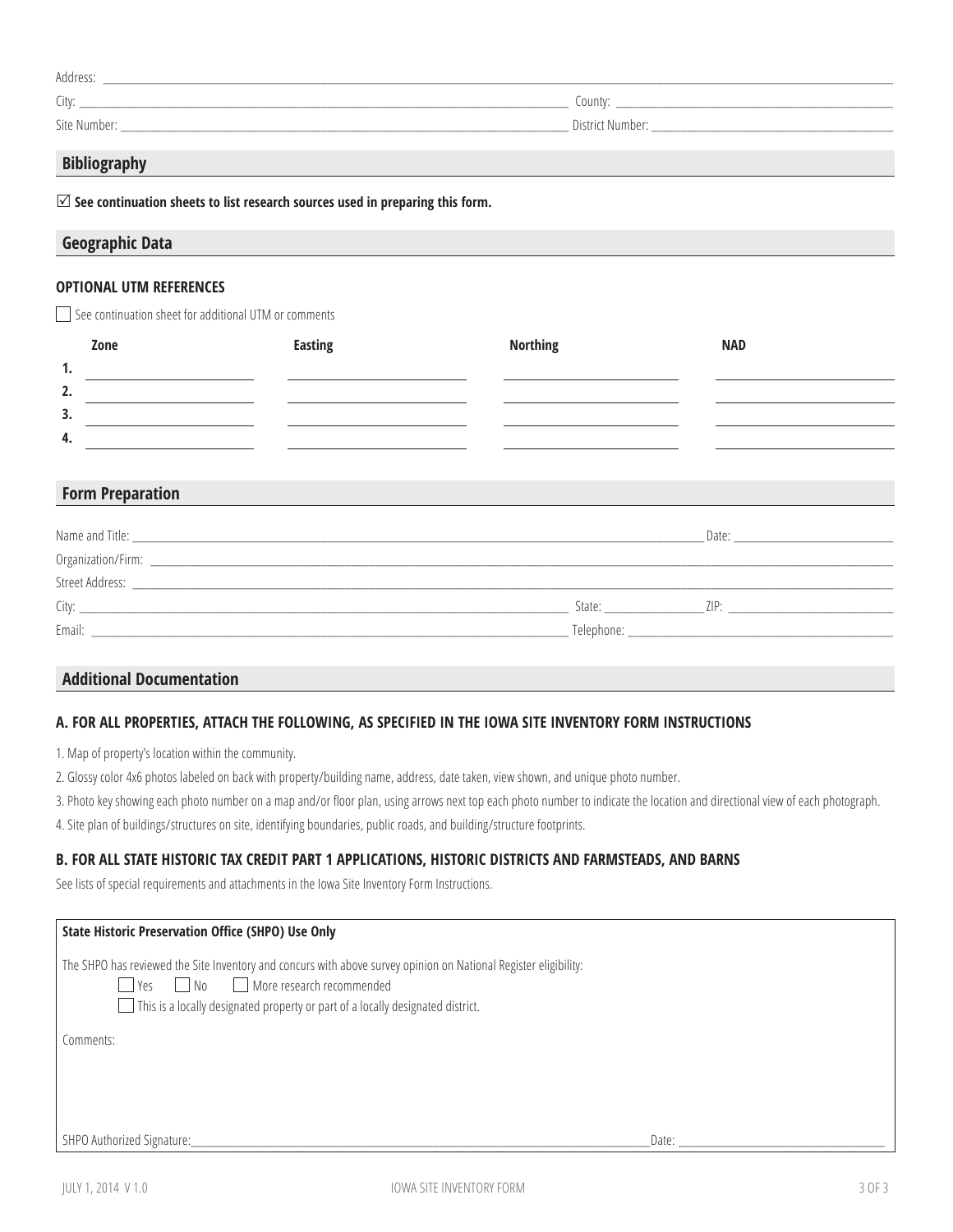Address: ______________________________________________________________________

City: ______________________________________ County: ______________________________

Site Number: ______________________________ District Number: ______________________

## Bibliography

☑ **See continuation sheets to list research sources used in preparing this form.**

## Geographic Data

### OPTIONAL UTM REFERENCES

☐ See continuation sheet for additional UTM or comments

| | Zone | Easting | Northing | NAD |
|---|---|---|---|---|
| **1.** | | | | |
| **2.** | | | | |
| **3.** | | | | |
| **4.** | | | | |

## Form Preparation

Name and Title: ______________________________________________ Date: ______________

Organization/Firm: ____________________________________________________________

Street Address: ______________________________________________________________

City: ______________________________ State: ____________ ZIP: __________________

Email: ______________________________ Telephone: __________________________

## Additional Documentation

### A. FOR ALL PROPERTIES, ATTACH THE FOLLOWING, AS SPECIFIED IN THE IOWA SITE INVENTORY FORM INSTRUCTIONS

1. Map of property's location within the community.
2. Glossy color 4x6 photos labeled on back with property/building name, address, date taken, view shown, and unique photo number.
3. Photo key showing each photo number on a map and/or floor plan, using arrows next top each photo number to indicate the location and directional view of each photograph.
4. Site plan of buildings/structures on site, identifying boundaries, public roads, and building/structure footprints.

### B. FOR ALL STATE HISTORIC TAX CREDIT PART 1 APPLICATIONS, HISTORIC DISTRICTS AND FARMSTEADS, AND BARNS

See lists of special requirements and attachments in the Iowa Site Inventory Form Instructions.

**State Historic Preservation Office (SHPO) Use Only**

The SHPO has reviewed the Site Inventory and concurs with above survey opinion on National Register eligibility:

☐ Yes ☐ No ☐ More research recommended

☐ This is a locally designated property or part of a locally designated district.

Comments:

SHPO Authorized Signature: ______________________________________ Date: ______________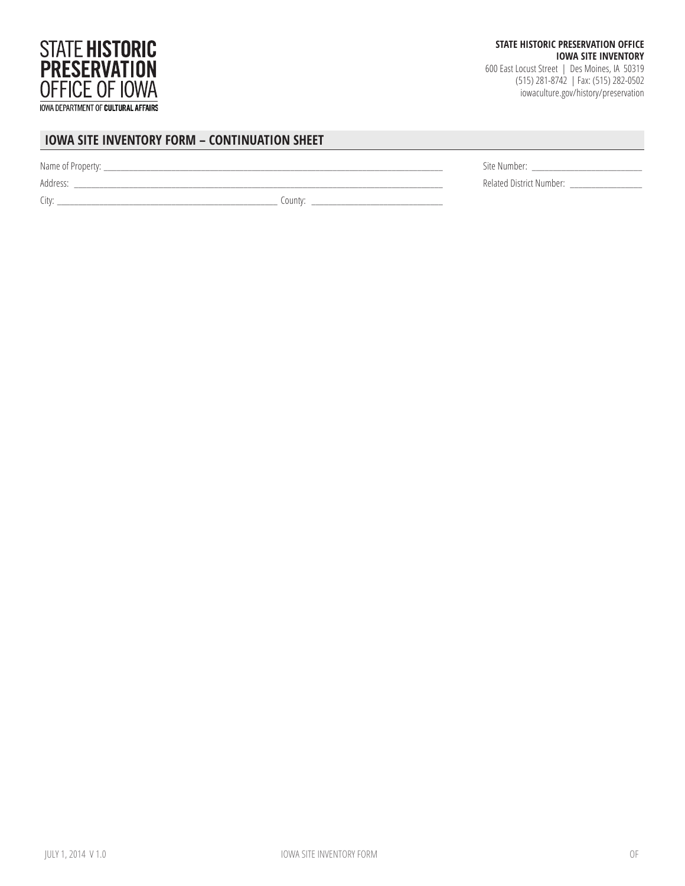STATE HISTORIC PRESERVATION OFFICE OF IOWA

IOWA DEPARTMENT OF CULTURAL AFFAIRS

**STATE HISTORIC PRESERVATION OFFICE**
**IOWA SITE INVENTORY**
600 East Locust Street | Des Moines, IA 50319
(515) 281-8742 | Fax: (515) 282-0502
iowaculture.gov/history/preservation

## IOWA SITE INVENTORY FORM – CONTINUATION SHEET

Name of Property: ______________________________________________

Site Number: ______________________

Address: ______________________________________________

Related District Number: ______________________

City: ______________________________ County: ______________________